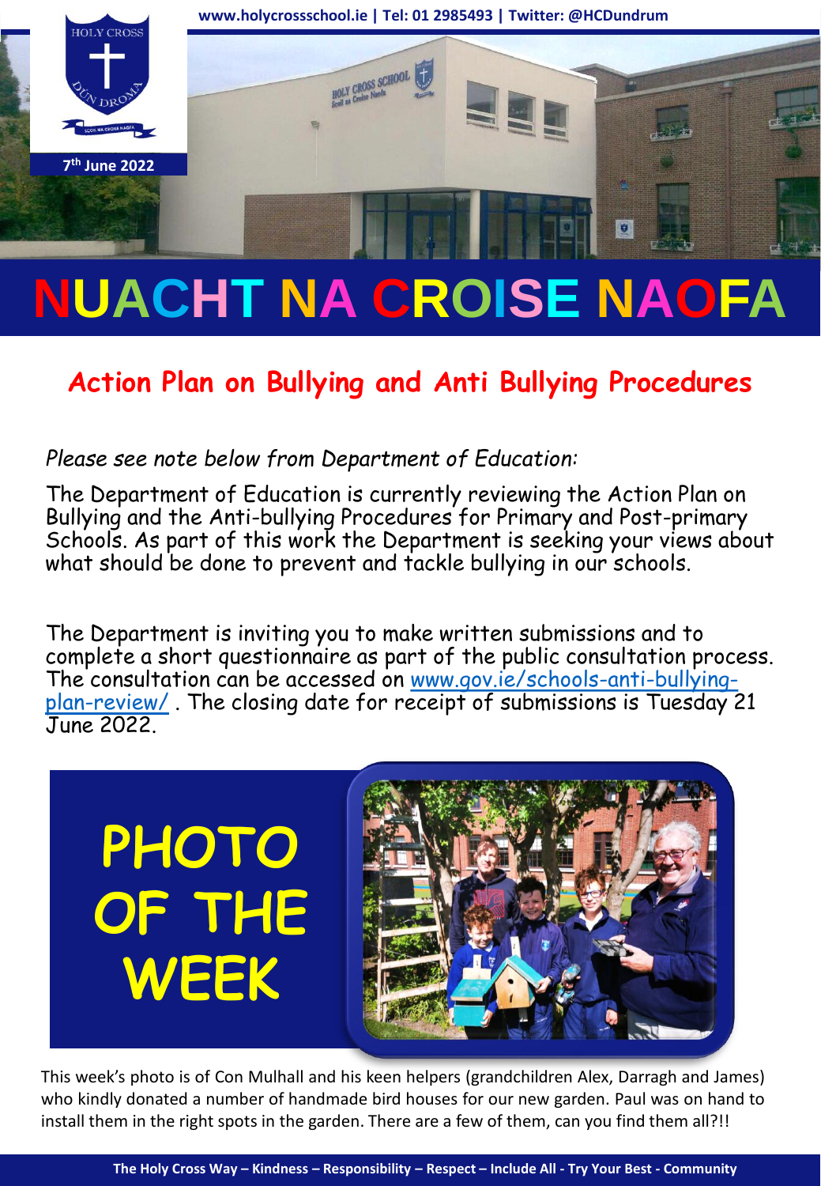www.holycrossschool.ie | Tel: 01 2985493 | Twitter: @HCDundrum

7th June 2022

# NUACHT NA CROISE NAOFA

## Action Plan on Bullying and Anti Bullying Procedures

*Please see note below from Department of Education:*

The Department of Education is currently reviewing the Action Plan on Bullying and the Anti-bullying Procedures for Primary and Post-primary Schools. As part of this work the Department is seeking your views about what should be done to prevent and tackle bullying in our schools.

The Department is inviting you to make written submissions and to complete a short questionnaire as part of the public consultation process. The consultation can be accessed on www.gov.ie/schools-anti-bullying-plan-review/ . The closing date for receipt of submissions is Tuesday 21 June 2022.

## PHOTO OF THE WEEK

This week's photo is of Con Mulhall and his keen helpers (grandchildren Alex, Darragh and James) who kindly donated a number of handmade bird houses for our new garden. Paul was on hand to install them in the right spots in the garden. There are a few of them, can you find them all?!!

**The Holy Cross Way – Kindness – Responsibility – Respect – Include All - Try Your Best - Community**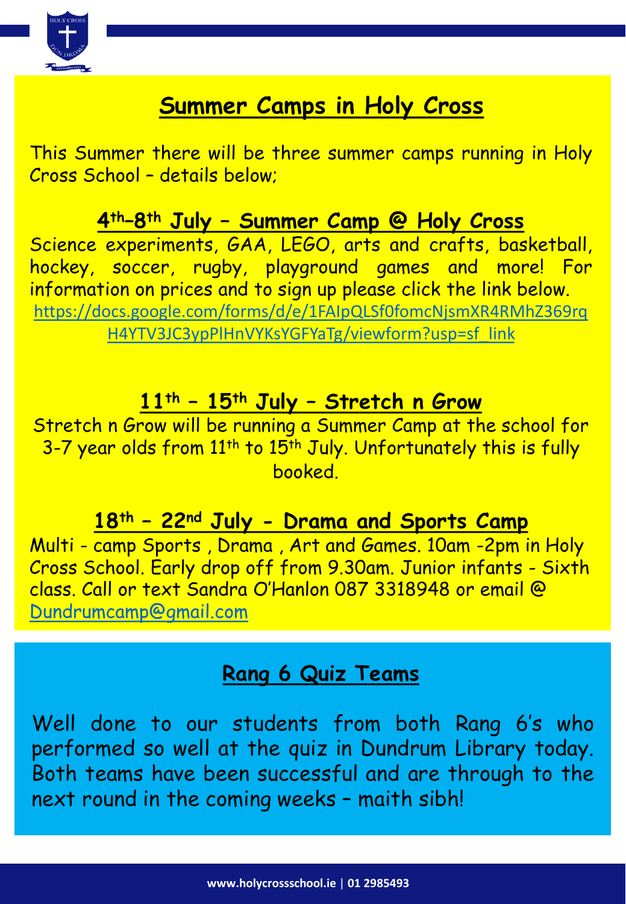## Summer Camps in Holy Cross

This Summer there will be three summer camps running in Holy Cross School – details below;

### 4th–8th July – Summer Camp @ Holy Cross

Science experiments, GAA, LEGO, arts and crafts, basketball, hockey, soccer, rugby, playground games and more! For information on prices and to sign up please click the link below.

https://docs.google.com/forms/d/e/1FAIpQLSf0fomcNjsmXR4RMhZ369rqH4YTV3JC3ypPlHnVYKsYGFYaTg/viewform?usp=sf_link

### 11th – 15th July – Stretch n Grow

Stretch n Grow will be running a Summer Camp at the school for 3-7 year olds from 11th to 15th July. Unfortunately this is fully booked.

### 18th – 22nd July - Drama and Sports Camp

Multi - camp Sports , Drama , Art and Games. 10am -2pm in Holy Cross School. Early drop off from 9.30am. Junior infants - Sixth class. Call or text Sandra O'Hanlon 087 3318948 or email @ Dundrumcamp@gmail.com

## Rang 6 Quiz Teams

Well done to our students from both Rang 6's who performed so well at the quiz in Dundrum Library today. Both teams have been successful and are through to the next round in the coming weeks – maith sibh!

www.holycrossschool.ie | 01 2985493